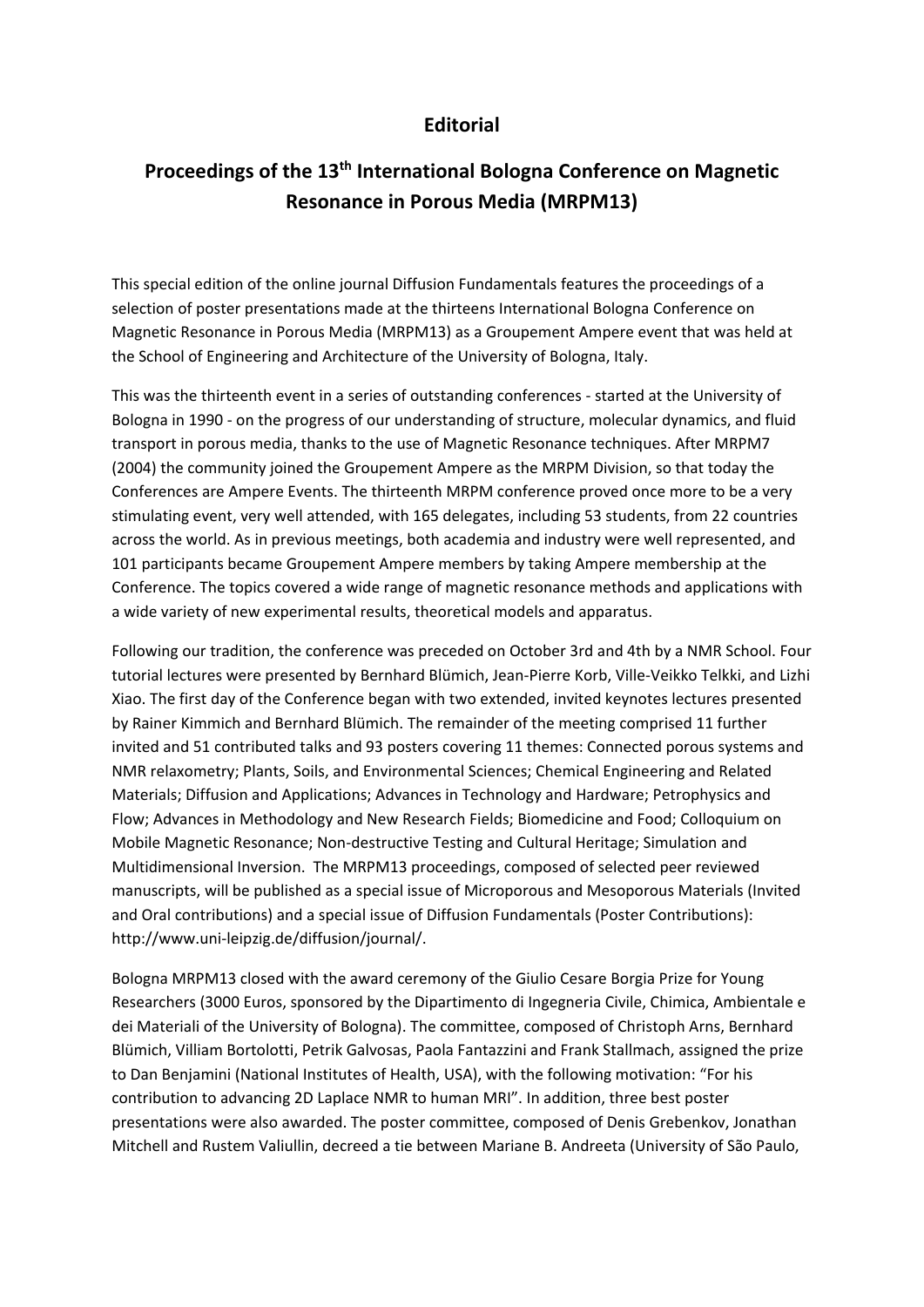# Editorial

## Proceedings of the 13th International Bologna Conference on Magnetic Resonance in Porous Media (MRPM13)

This special edition of the online journal Diffusion Fundamentals features the proceedings of a selection of poster presentations made at the thirteens International Bologna Conference on Magnetic Resonance in Porous Media (MRPM13) as a Groupement Ampere event that was held at the School of Engineering and Architecture of the University of Bologna, Italy.

This was the thirteenth event in a series of outstanding conferences - started at the University of Bologna in 1990 - on the progress of our understanding of structure, molecular dynamics, and fluid transport in porous media, thanks to the use of Magnetic Resonance techniques. After MRPM7 (2004) the community joined the Groupement Ampere as the MRPM Division, so that today the Conferences are Ampere Events. The thirteenth MRPM conference proved once more to be a very stimulating event, very well attended, with 165 delegates, including 53 students, from 22 countries across the world. As in previous meetings, both academia and industry were well represented, and 101 participants became Groupement Ampere members by taking Ampere membership at the Conference. The topics covered a wide range of magnetic resonance methods and applications with a wide variety of new experimental results, theoretical models and apparatus.

Following our tradition, the conference was preceded on October 3rd and 4th by a NMR School. Four tutorial lectures were presented by Bernhard Blümich, Jean-Pierre Korb, Ville-Veikko Telkki, and Lizhi Xiao. The first day of the Conference began with two extended, invited keynotes lectures presented by Rainer Kimmich and Bernhard Blümich. The remainder of the meeting comprised 11 further invited and 51 contributed talks and 93 posters covering 11 themes: Connected porous systems and NMR relaxometry; Plants, Soils, and Environmental Sciences; Chemical Engineering and Related Materials; Diffusion and Applications; Advances in Technology and Hardware; Petrophysics and Flow; Advances in Methodology and New Research Fields; Biomedicine and Food; Colloquium on Mobile Magnetic Resonance; Non-destructive Testing and Cultural Heritage; Simulation and Multidimensional Inversion. The MRPM13 proceedings, composed of selected peer reviewed manuscripts, will be published as a special issue of Microporous and Mesoporous Materials (Invited and Oral contributions) and a special issue of Diffusion Fundamentals (Poster Contributions): http://www.uni-leipzig.de/diffusion/journal/.

Bologna MRPM13 closed with the award ceremony of the Giulio Cesare Borgia Prize for Young Researchers (3000 Euros, sponsored by the Dipartimento di Ingegneria Civile, Chimica, Ambientale e dei Materiali of the University of Bologna). The committee, composed of Christoph Arns, Bernhard Blümich, Villiam Bortolotti, Petrik Galvosas, Paola Fantazzini and Frank Stallmach, assigned the prize to Dan Benjamini (National Institutes of Health, USA), with the following motivation: "For his contribution to advancing 2D Laplace NMR to human MRI". In addition, three best poster presentations were also awarded. The poster committee, composed of Denis Grebenkov, Jonathan Mitchell and Rustem Valiullin, decreed a tie between Mariane B. Andreeta (University of São Paulo,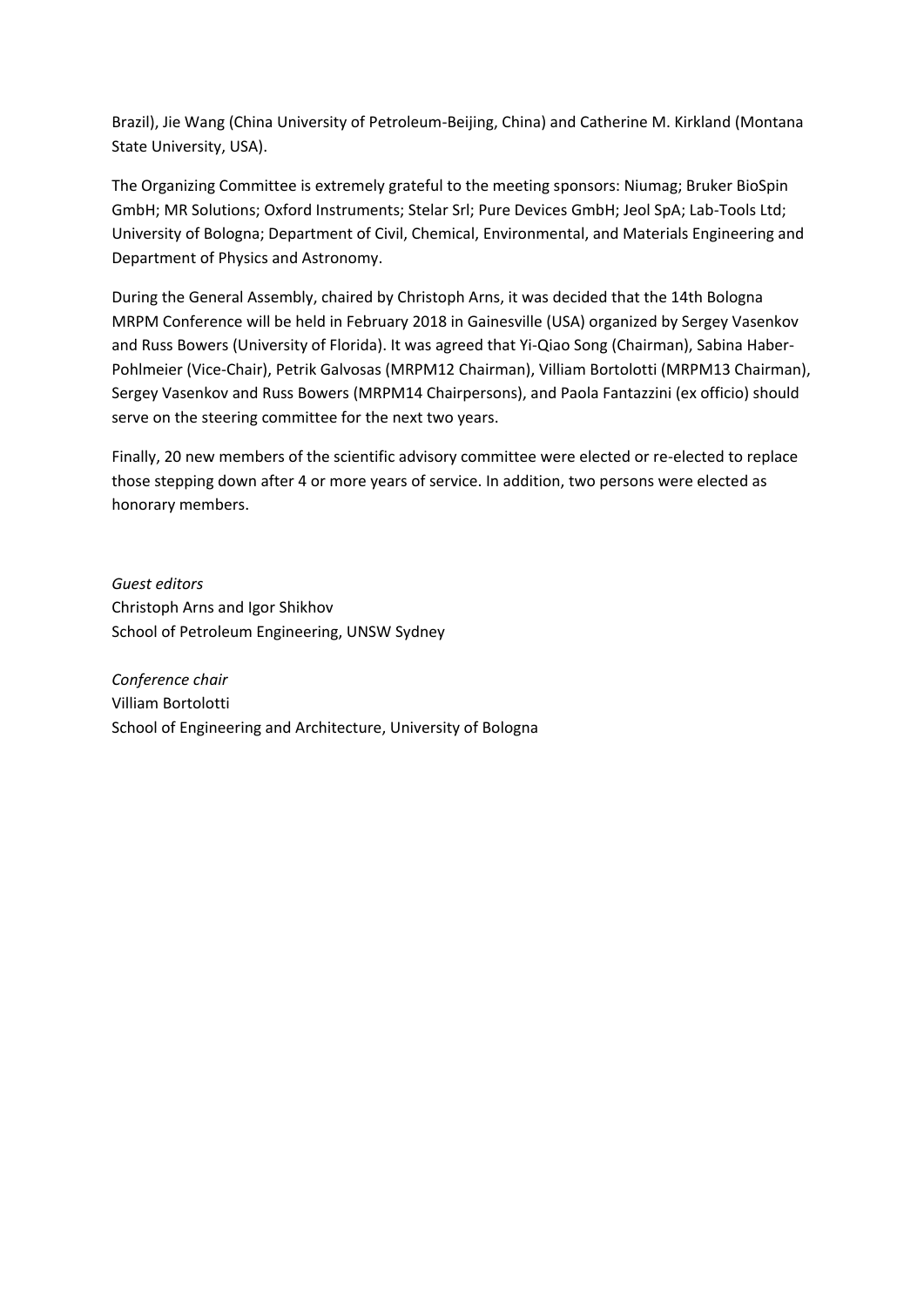Brazil), Jie Wang (China University of Petroleum-Beijing, China) and Catherine M. Kirkland (Montana State University, USA).

The Organizing Committee is extremely grateful to the meeting sponsors: Niumag; Bruker BioSpin GmbH; MR Solutions; Oxford Instruments; Stelar Srl; Pure Devices GmbH; Jeol SpA; Lab-Tools Ltd; University of Bologna; Department of Civil, Chemical, Environmental, and Materials Engineering and Department of Physics and Astronomy.

During the General Assembly, chaired by Christoph Arns, it was decided that the 14th Bologna MRPM Conference will be held in February 2018 in Gainesville (USA) organized by Sergey Vasenkov and Russ Bowers (University of Florida). It was agreed that Yi-Qiao Song (Chairman), Sabina Haber-Pohlmeier (Vice-Chair), Petrik Galvosas (MRPM12 Chairman), Villiam Bortolotti (MRPM13 Chairman), Sergey Vasenkov and Russ Bowers (MRPM14 Chairpersons), and Paola Fantazzini (ex officio) should serve on the steering committee for the next two years.

Finally, 20 new members of the scientific advisory committee were elected or re-elected to replace those stepping down after 4 or more years of service. In addition, two persons were elected as honorary members.

*Guest editors*
Christoph Arns and Igor Shikhov
School of Petroleum Engineering, UNSW Sydney

*Conference chair*
Villiam Bortolotti
School of Engineering and Architecture, University of Bologna